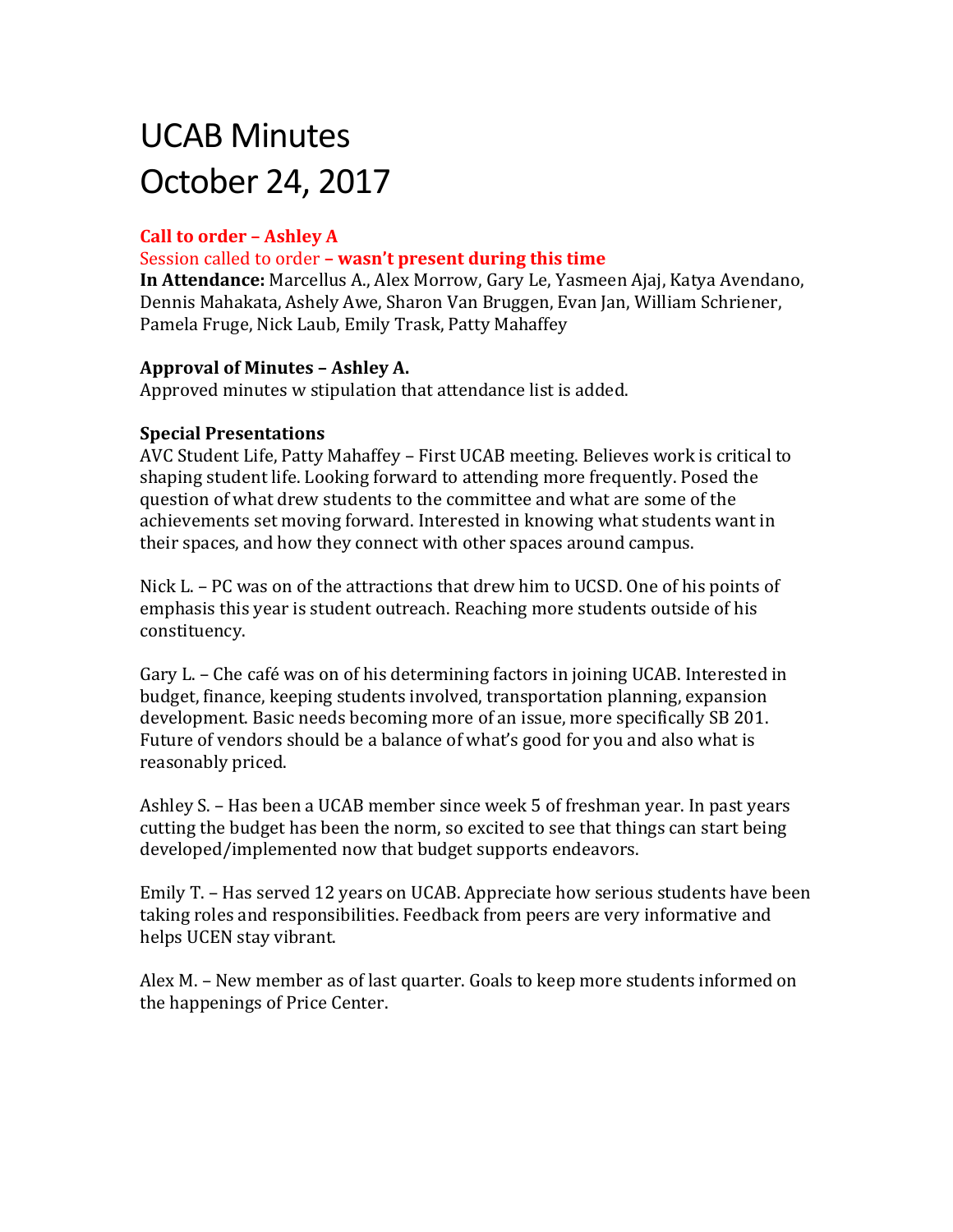# UCAB Minutes
# October 24, 2017

**Call to order – Ashley A**

Session called to order **– wasn't present during this time**

**In Attendance:** Marcellus A., Alex Morrow, Gary Le, Yasmeen Ajaj, Katya Avendano, Dennis Mahakata, Ashely Awe, Sharon Van Bruggen, Evan Jan, William Schriener, Pamela Fruge, Nick Laub, Emily Trask, Patty Mahaffey

**Approval of Minutes – Ashley A.**

Approved minutes w stipulation that attendance list is added.

**Special Presentations**

AVC Student Life, Patty Mahaffey – First UCAB meeting. Believes work is critical to shaping student life. Looking forward to attending more frequently. Posed the question of what drew students to the committee and what are some of the achievements set moving forward. Interested in knowing what students want in their spaces, and how they connect with other spaces around campus.

Nick L. – PC was on of the attractions that drew him to UCSD. One of his points of emphasis this year is student outreach. Reaching more students outside of his constituency.

Gary L. – Che café was on of his determining factors in joining UCAB. Interested in budget, finance, keeping students involved, transportation planning, expansion development. Basic needs becoming more of an issue, more specifically SB 201. Future of vendors should be a balance of what's good for you and also what is reasonably priced.

Ashley S. – Has been a UCAB member since week 5 of freshman year. In past years cutting the budget has been the norm, so excited to see that things can start being developed/implemented now that budget supports endeavors.

Emily T. – Has served 12 years on UCAB. Appreciate how serious students have been taking roles and responsibilities. Feedback from peers are very informative and helps UCEN stay vibrant.

Alex M. – New member as of last quarter. Goals to keep more students informed on the happenings of Price Center.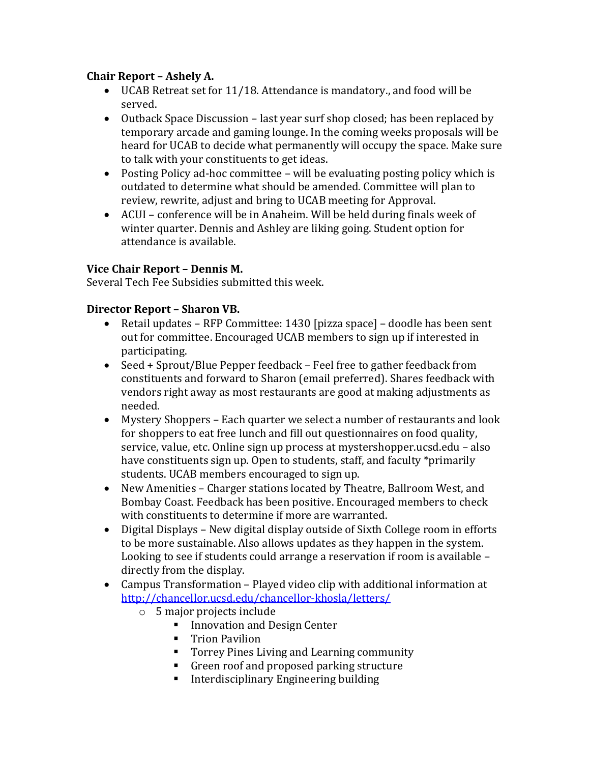**Chair Report – Ashely A.**

- UCAB Retreat set for 11/18. Attendance is mandatory., and food will be served.
- Outback Space Discussion – last year surf shop closed; has been replaced by temporary arcade and gaming lounge. In the coming weeks proposals will be heard for UCAB to decide what permanently will occupy the space. Make sure to talk with your constituents to get ideas.
- Posting Policy ad-hoc committee – will be evaluating posting policy which is outdated to determine what should be amended. Committee will plan to review, rewrite, adjust and bring to UCAB meeting for Approval.
- ACUI – conference will be in Anaheim. Will be held during finals week of winter quarter. Dennis and Ashley are liking going. Student option for attendance is available.

**Vice Chair Report – Dennis M.**

Several Tech Fee Subsidies submitted this week.

**Director Report – Sharon VB.**

- Retail updates – RFP Committee: 1430 [pizza space] – doodle has been sent out for committee. Encouraged UCAB members to sign up if interested in participating.
- Seed + Sprout/Blue Pepper feedback – Feel free to gather feedback from constituents and forward to Sharon (email preferred). Shares feedback with vendors right away as most restaurants are good at making adjustments as needed.
- Mystery Shoppers – Each quarter we select a number of restaurants and look for shoppers to eat free lunch and fill out questionnaires on food quality, service, value, etc. Online sign up process at mystershopper.ucsd.edu – also have constituents sign up. Open to students, staff, and faculty *primarily students. UCAB members encouraged to sign up.
- New Amenities – Charger stations located by Theatre, Ballroom West, and Bombay Coast. Feedback has been positive. Encouraged members to check with constituents to determine if more are warranted.
- Digital Displays – New digital display outside of Sixth College room in efforts to be more sustainable. Also allows updates as they happen in the system. Looking to see if students could arrange a reservation if room is available – directly from the display.
- Campus Transformation – Played video clip with additional information at http://chancellor.ucsd.edu/chancellor-khosla/letters/
  - 5 major projects include
    - Innovation and Design Center
    - Trion Pavilion
    - Torrey Pines Living and Learning community
    - Green roof and proposed parking structure
    - Interdisciplinary Engineering building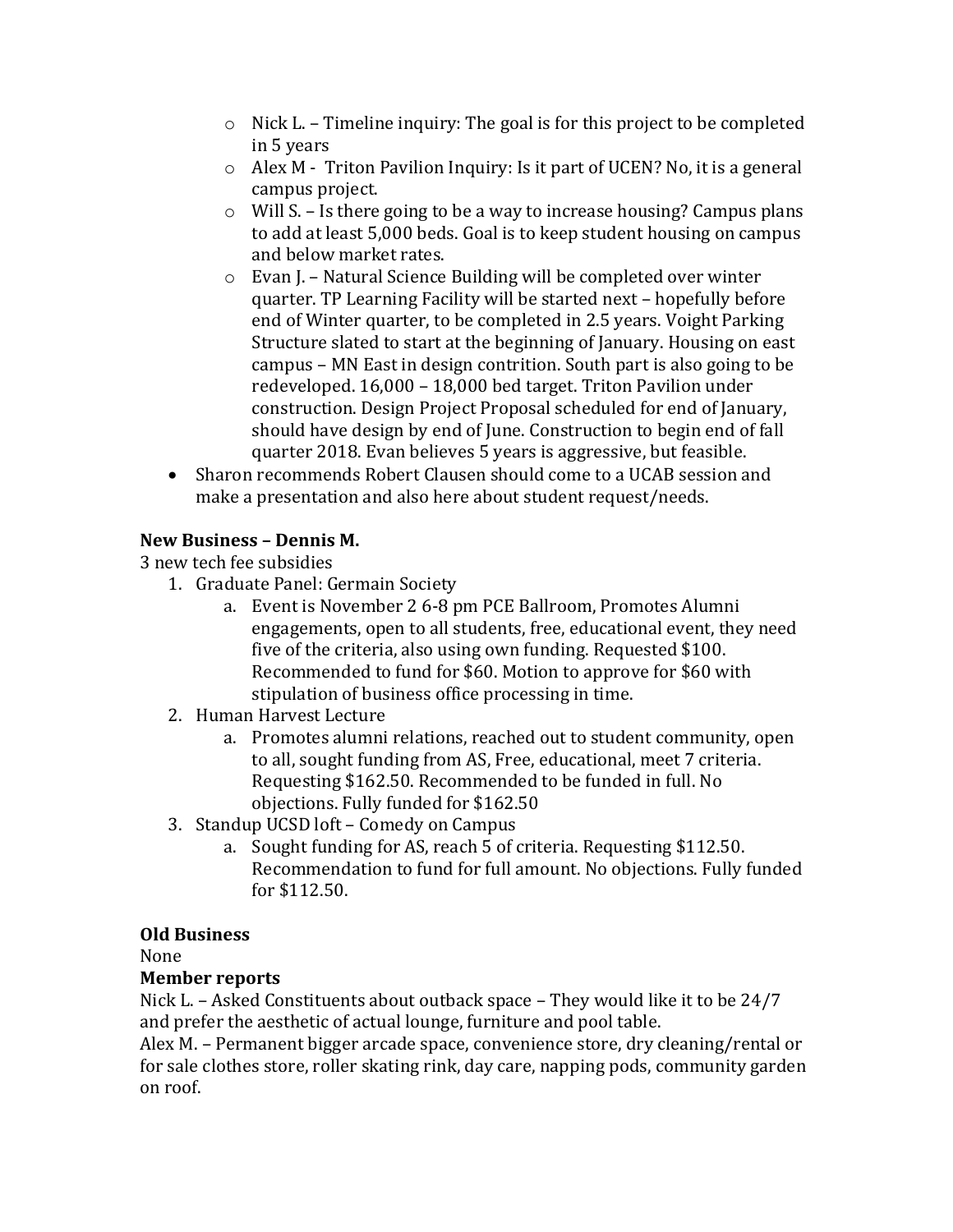- Nick L. – Timeline inquiry: The goal is for this project to be completed in 5 years
    - Alex M - Triton Pavilion Inquiry: Is it part of UCEN? No, it is a general campus project.
    - Will S. – Is there going to be a way to increase housing? Campus plans to add at least 5,000 beds. Goal is to keep student housing on campus and below market rates.
    - Evan J. – Natural Science Building will be completed over winter quarter. TP Learning Facility will be started next – hopefully before end of Winter quarter, to be completed in 2.5 years. Voight Parking Structure slated to start at the beginning of January. Housing on east campus – MN East in design contrition. South part is also going to be redeveloped. 16,000 – 18,000 bed target. Triton Pavilion under construction. Design Project Proposal scheduled for end of January, should have design by end of June. Construction to begin end of fall quarter 2018. Evan believes 5 years is aggressive, but feasible.
- Sharon recommends Robert Clausen should come to a UCAB session and make a presentation and also here about student request/needs.

**New Business – Dennis M.**

3 new tech fee subsidies

1. Graduate Panel: Germain Society
    a. Event is November 2 6-8 pm PCE Ballroom, Promotes Alumni engagements, open to all students, free, educational event, they need five of the criteria, also using own funding. Requested $100. Recommended to fund for $60. Motion to approve for $60 with stipulation of business office processing in time.
2. Human Harvest Lecture
    a. Promotes alumni relations, reached out to student community, open to all, sought funding from AS, Free, educational, meet 7 criteria. Requesting $162.50. Recommended to be funded in full. No objections. Fully funded for $162.50
3. Standup UCSD loft – Comedy on Campus
    a. Sought funding for AS, reach 5 of criteria. Requesting $112.50. Recommendation to fund for full amount. No objections. Fully funded for $112.50.

**Old Business**

None

**Member reports**

Nick L. – Asked Constituents about outback space – They would like it to be 24/7 and prefer the aesthetic of actual lounge, furniture and pool table.

Alex M. – Permanent bigger arcade space, convenience store, dry cleaning/rental or for sale clothes store, roller skating rink, day care, napping pods, community garden on roof.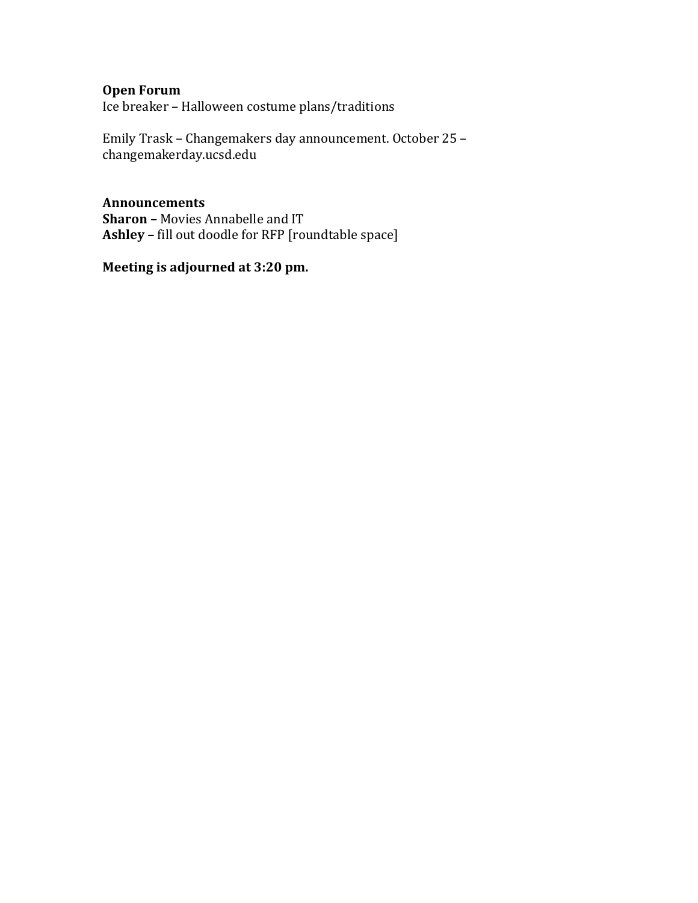**Open Forum**
Ice breaker – Halloween costume plans/traditions

Emily Trask – Changemakers day announcement. October 25 – changemakerday.ucsd.edu

**Announcements**
**Sharon –** Movies Annabelle and IT
**Ashley –** fill out doodle for RFP [roundtable space]

**Meeting is adjourned at 3:20 pm.**